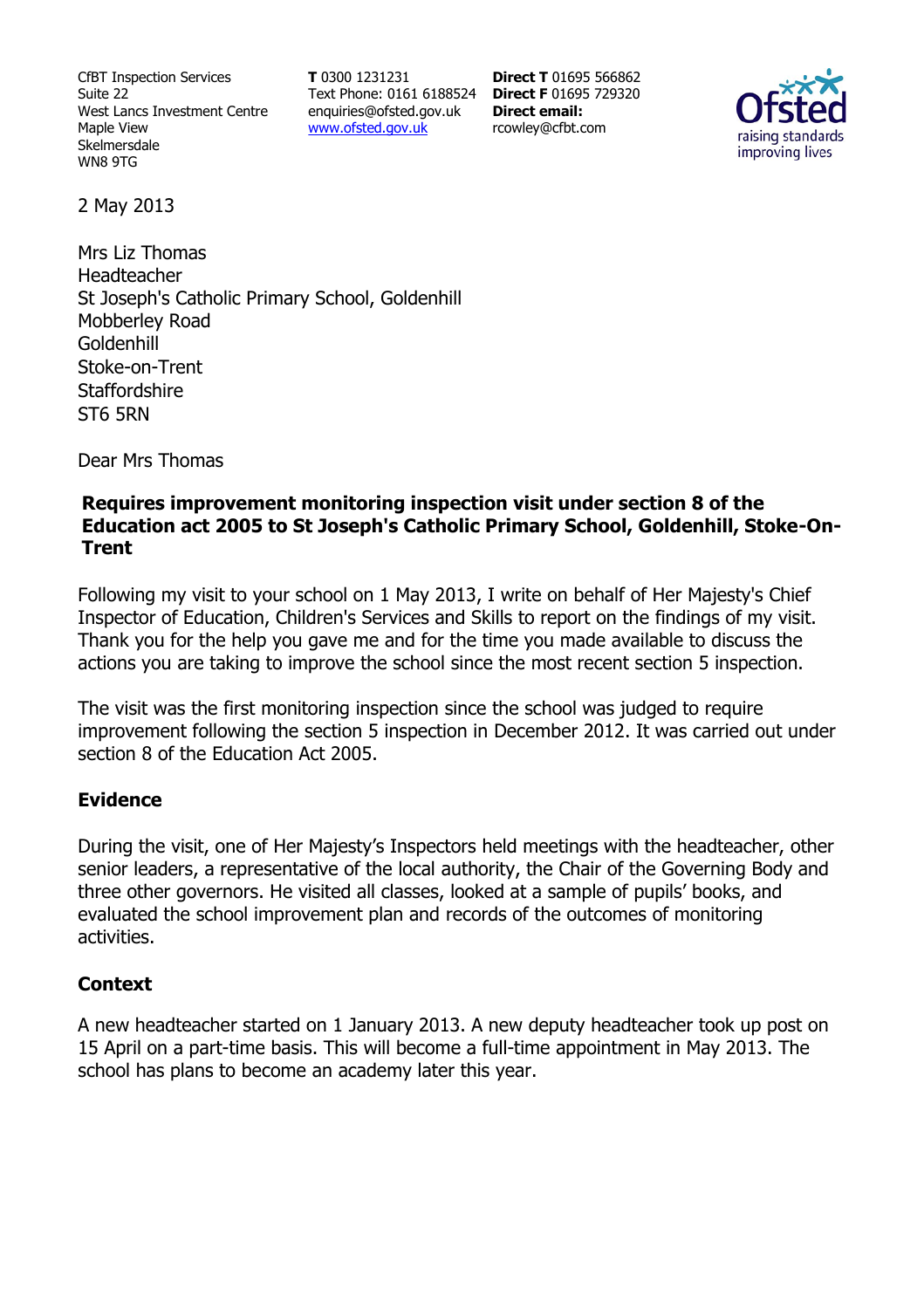CfBT Inspection Services
Suite 22
West Lancs Investment Centre
Maple View
Skelmersdale
WN8 9TG

**T** 0300 1231231
Text Phone: 0161 6188524
enquiries@ofsted.gov.uk
www.ofsted.gov.uk

**Direct T** 01695 566862
**Direct F** 01695 729320
**Direct email:**
rcowley@cfbt.com

Ofsted
raising standards
improving lives

2 May 2013

Mrs Liz Thomas
Headteacher
St Joseph's Catholic Primary School, Goldenhill
Mobberley Road
Goldenhill
Stoke-on-Trent
Staffordshire
ST6 5RN

Dear Mrs Thomas

**Requires improvement monitoring inspection visit under section 8 of the Education act 2005 to St Joseph's Catholic Primary School, Goldenhill, Stoke-On-Trent**

Following my visit to your school on 1 May 2013, I write on behalf of Her Majesty's Chief Inspector of Education, Children's Services and Skills to report on the findings of my visit. Thank you for the help you gave me and for the time you made available to discuss the actions you are taking to improve the school since the most recent section 5 inspection.

The visit was the first monitoring inspection since the school was judged to require improvement following the section 5 inspection in December 2012. It was carried out under section 8 of the Education Act 2005.

## Evidence

During the visit, one of Her Majesty's Inspectors held meetings with the headteacher, other senior leaders, a representative of the local authority, the Chair of the Governing Body and three other governors. He visited all classes, looked at a sample of pupils' books, and evaluated the school improvement plan and records of the outcomes of monitoring activities.

## Context

A new headteacher started on 1 January 2013. A new deputy headteacher took up post on 15 April on a part-time basis. This will become a full-time appointment in May 2013. The school has plans to become an academy later this year.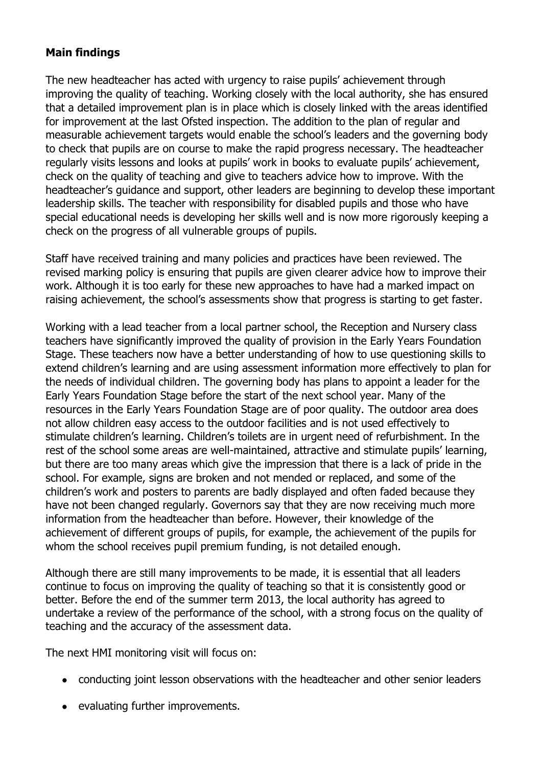**Main findings**

The new headteacher has acted with urgency to raise pupils' achievement through improving the quality of teaching. Working closely with the local authority, she has ensured that a detailed improvement plan is in place which is closely linked with the areas identified for improvement at the last Ofsted inspection. The addition to the plan of regular and measurable achievement targets would enable the school's leaders and the governing body to check that pupils are on course to make the rapid progress necessary. The headteacher regularly visits lessons and looks at pupils' work in books to evaluate pupils' achievement, check on the quality of teaching and give to teachers advice how to improve. With the headteacher's guidance and support, other leaders are beginning to develop these important leadership skills. The teacher with responsibility for disabled pupils and those who have special educational needs is developing her skills well and is now more rigorously keeping a check on the progress of all vulnerable groups of pupils.

Staff have received training and many policies and practices have been reviewed. The revised marking policy is ensuring that pupils are given clearer advice how to improve their work. Although it is too early for these new approaches to have had a marked impact on raising achievement, the school's assessments show that progress is starting to get faster.

Working with a lead teacher from a local partner school, the Reception and Nursery class teachers have significantly improved the quality of provision in the Early Years Foundation Stage. These teachers now have a better understanding of how to use questioning skills to extend children's learning and are using assessment information more effectively to plan for the needs of individual children. The governing body has plans to appoint a leader for the Early Years Foundation Stage before the start of the next school year. Many of the resources in the Early Years Foundation Stage are of poor quality. The outdoor area does not allow children easy access to the outdoor facilities and is not used effectively to stimulate children's learning. Children's toilets are in urgent need of refurbishment. In the rest of the school some areas are well-maintained, attractive and stimulate pupils' learning, but there are too many areas which give the impression that there is a lack of pride in the school. For example, signs are broken and not mended or replaced, and some of the children's work and posters to parents are badly displayed and often faded because they have not been changed regularly. Governors say that they are now receiving much more information from the headteacher than before. However, their knowledge of the achievement of different groups of pupils, for example, the achievement of the pupils for whom the school receives pupil premium funding, is not detailed enough.

Although there are still many improvements to be made, it is essential that all leaders continue to focus on improving the quality of teaching so that it is consistently good or better. Before the end of the summer term 2013, the local authority has agreed to undertake a review of the performance of the school, with a strong focus on the quality of teaching and the accuracy of the assessment data.

The next HMI monitoring visit will focus on:

- conducting joint lesson observations with the headteacher and other senior leaders
- evaluating further improvements.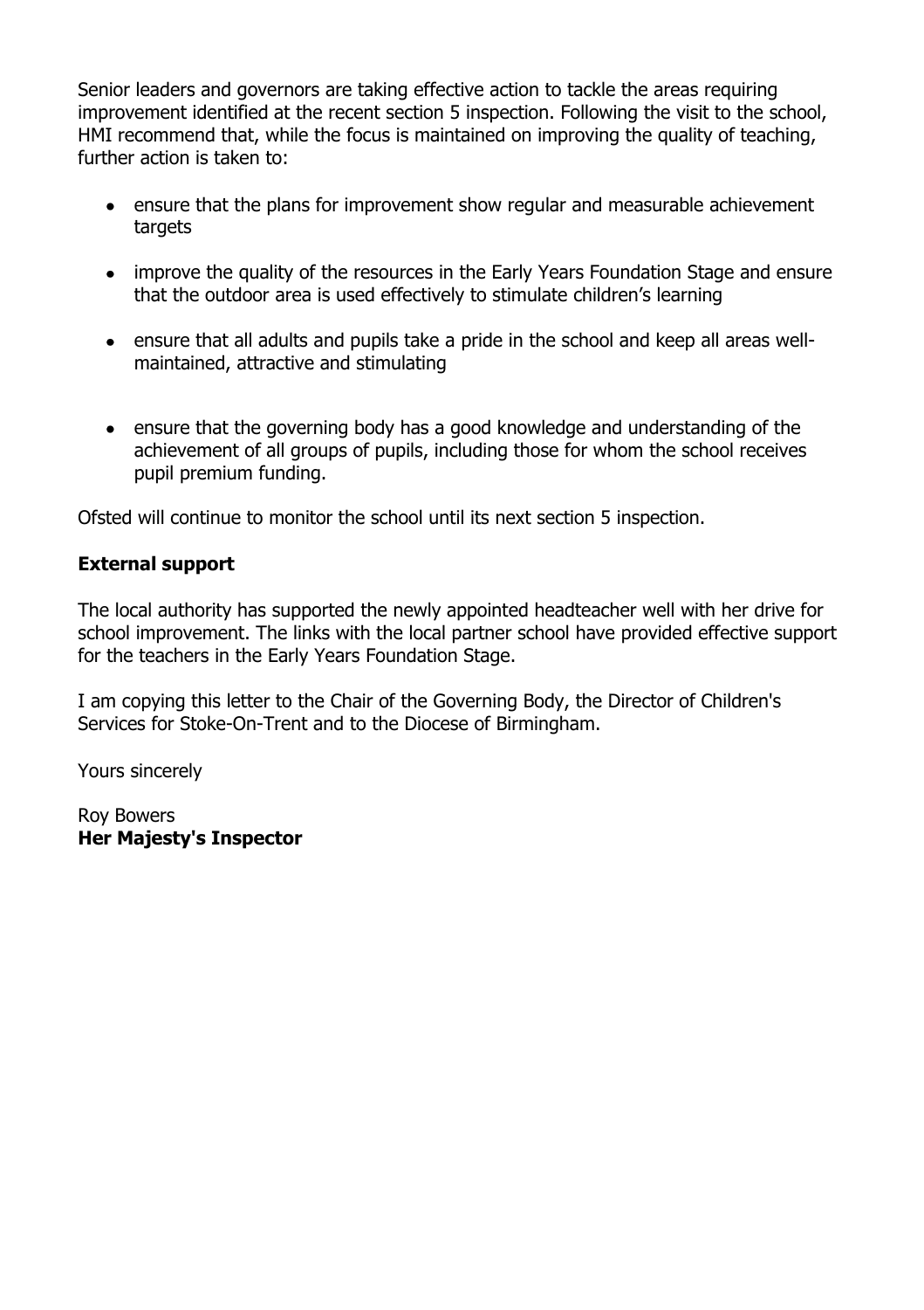Senior leaders and governors are taking effective action to tackle the areas requiring improvement identified at the recent section 5 inspection. Following the visit to the school, HMI recommend that, while the focus is maintained on improving the quality of teaching, further action is taken to:

- ensure that the plans for improvement show regular and measurable achievement targets
- improve the quality of the resources in the Early Years Foundation Stage and ensure that the outdoor area is used effectively to stimulate children's learning
- ensure that all adults and pupils take a pride in the school and keep all areas well-maintained, attractive and stimulating
- ensure that the governing body has a good knowledge and understanding of the achievement of all groups of pupils, including those for whom the school receives pupil premium funding.

Ofsted will continue to monitor the school until its next section 5 inspection.

**External support**

The local authority has supported the newly appointed headteacher well with her drive for school improvement. The links with the local partner school have provided effective support for the teachers in the Early Years Foundation Stage.

I am copying this letter to the Chair of the Governing Body, the Director of Children's Services for Stoke-On-Trent and to the Diocese of Birmingham.

Yours sincerely

Roy Bowers
**Her Majesty's Inspector**